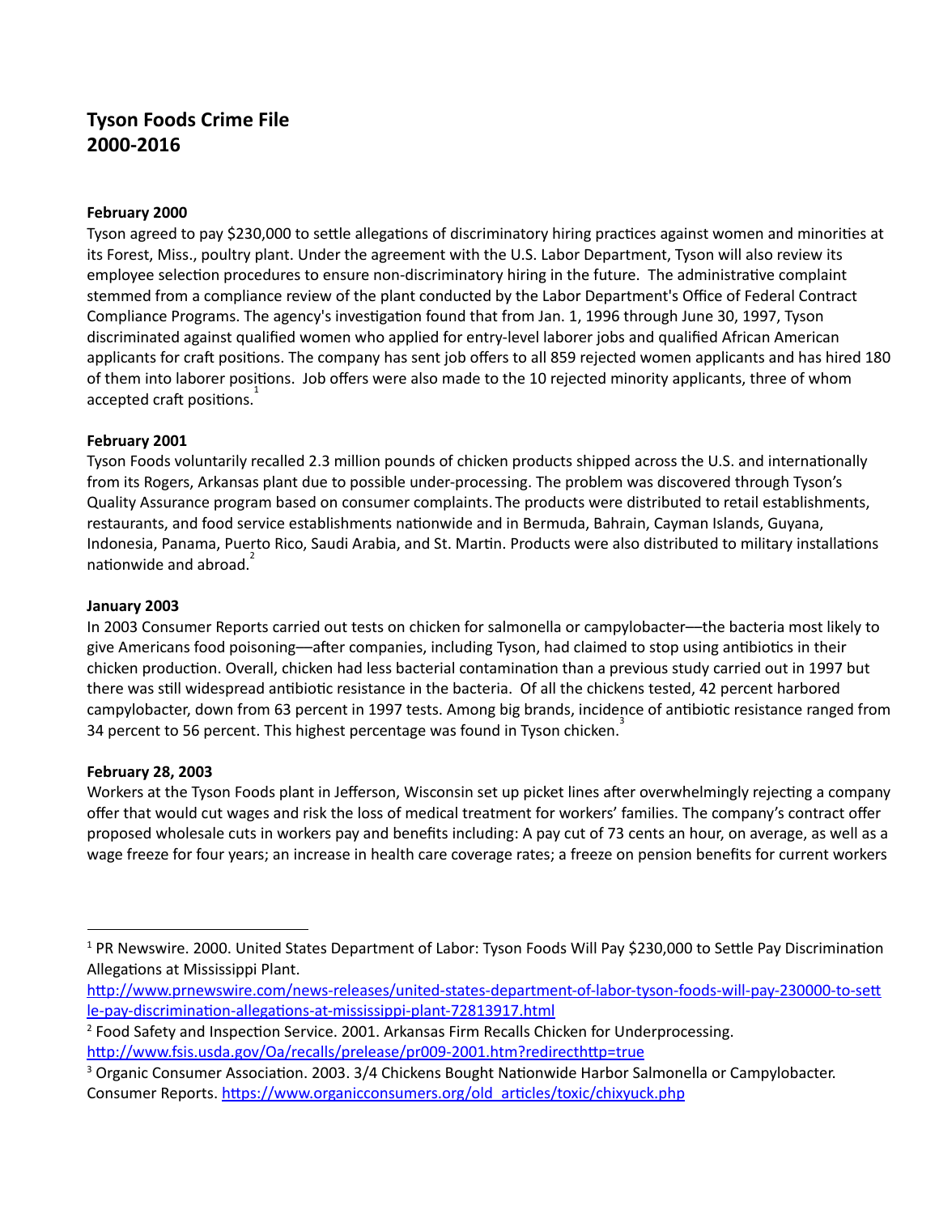# Tyson Foods Crime File
# 2000-2016

**February 2000**

Tyson agreed to pay $230,000 to settle allegations of discriminatory hiring practices against women and minorities at its Forest, Miss., poultry plant. Under the agreement with the U.S. Labor Department, Tyson will also review its employee selection procedures to ensure non-discriminatory hiring in the future. The administrative complaint stemmed from a compliance review of the plant conducted by the Labor Department's Office of Federal Contract Compliance Programs. The agency's investigation found that from Jan. 1, 1996 through June 30, 1997, Tyson discriminated against qualified women who applied for entry-level laborer jobs and qualified African American applicants for craft positions. The company has sent job offers to all 859 rejected women applicants and has hired 180 of them into laborer positions. Job offers were also made to the 10 rejected minority applicants, three of whom accepted craft positions.[1]

**February 2001**

Tyson Foods voluntarily recalled 2.3 million pounds of chicken products shipped across the U.S. and internationally from its Rogers, Arkansas plant due to possible under-processing. The problem was discovered through Tyson's Quality Assurance program based on consumer complaints. The products were distributed to retail establishments, restaurants, and food service establishments nationwide and in Bermuda, Bahrain, Cayman Islands, Guyana, Indonesia, Panama, Puerto Rico, Saudi Arabia, and St. Martin. Products were also distributed to military installations nationwide and abroad.[2]

**January 2003**

In 2003 Consumer Reports carried out tests on chicken for salmonella or campylobacter—the bacteria most likely to give Americans food poisoning—after companies, including Tyson, had claimed to stop using antibiotics in their chicken production. Overall, chicken had less bacterial contamination than a previous study carried out in 1997 but there was still widespread antibiotic resistance in the bacteria. Of all the chickens tested, 42 percent harbored campylobacter, down from 63 percent in 1997 tests. Among big brands, incidence of antibiotic resistance ranged from 34 percent to 56 percent. This highest percentage was found in Tyson chicken.[3]

**February 28, 2003**

Workers at the Tyson Foods plant in Jefferson, Wisconsin set up picket lines after overwhelmingly rejecting a company offer that would cut wages and risk the loss of medical treatment for workers' families. The company's contract offer proposed wholesale cuts in workers pay and benefits including: A pay cut of 73 cents an hour, on average, as well as a wage freeze for four years; an increase in health care coverage rates; a freeze on pension benefits for current workers

---

[1] PR Newswire. 2000. United States Department of Labor: Tyson Foods Will Pay $230,000 to Settle Pay Discrimination Allegations at Mississippi Plant. http://www.prnewswire.com/news-releases/united-states-department-of-labor-tyson-foods-will-pay-230000-to-settle-pay-discrimination-allegations-at-mississippi-plant-72813917.html

[2] Food Safety and Inspection Service. 2001. Arkansas Firm Recalls Chicken for Underprocessing. http://www.fsis.usda.gov/Oa/recalls/prelease/pr009-2001.htm?redirecthttp=true

[3] Organic Consumer Association. 2003. 3/4 Chickens Bought Nationwide Harbor Salmonella or Campylobacter. Consumer Reports. https://www.organicconsumers.org/old_articles/toxic/chixyuck.php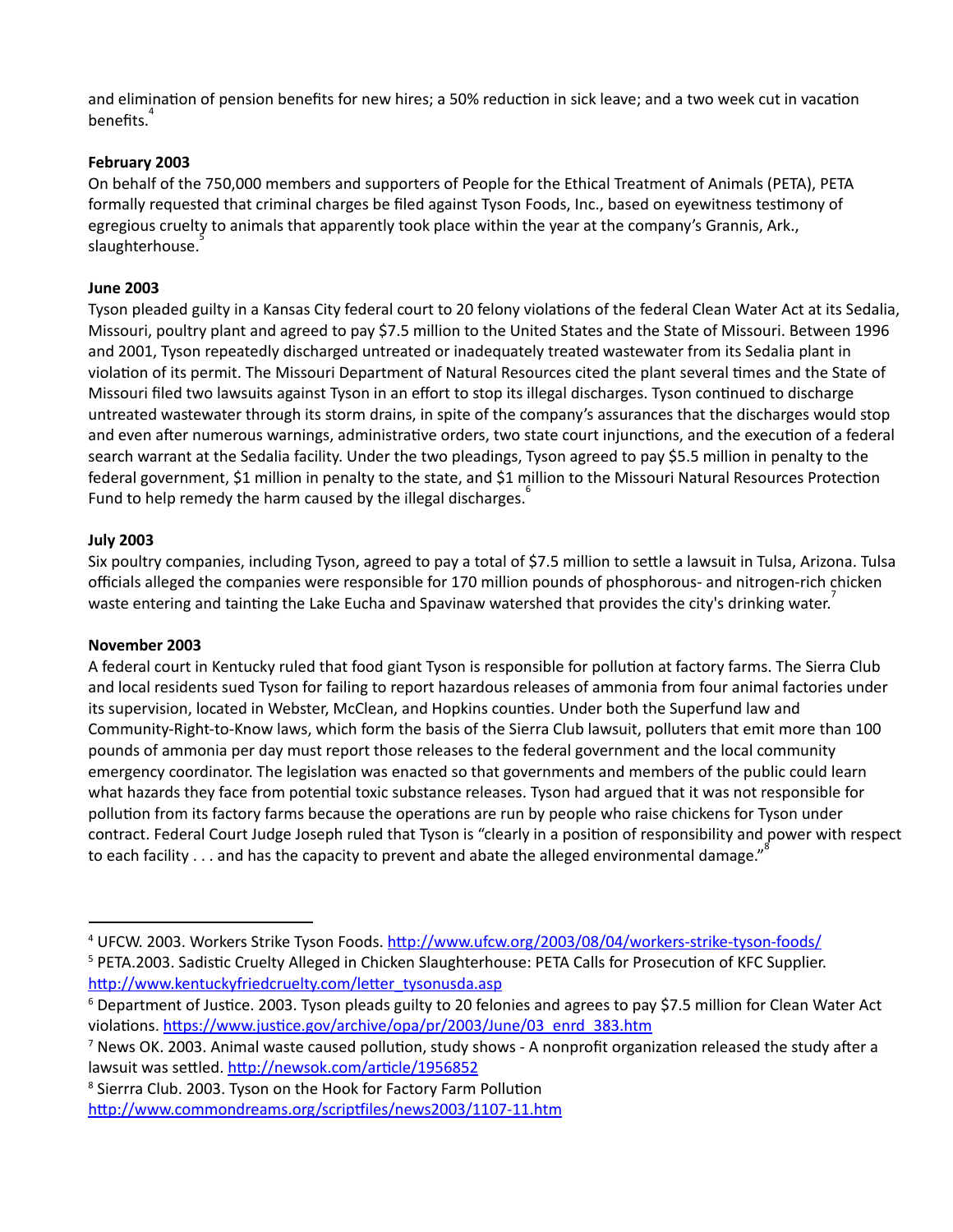and elimination of pension benefits for new hires; a 50% reduction in sick leave; and a two week cut in vacation benefits.[4]

**February 2003**

On behalf of the 750,000 members and supporters of People for the Ethical Treatment of Animals (PETA), PETA formally requested that criminal charges be filed against Tyson Foods, Inc., based on eyewitness testimony of egregious cruelty to animals that apparently took place within the year at the company's Grannis, Ark., slaughterhouse.[5]

**June 2003**

Tyson pleaded guilty in a Kansas City federal court to 20 felony violations of the federal Clean Water Act at its Sedalia, Missouri, poultry plant and agreed to pay $7.5 million to the United States and the State of Missouri. Between 1996 and 2001, Tyson repeatedly discharged untreated or inadequately treated wastewater from its Sedalia plant in violation of its permit. The Missouri Department of Natural Resources cited the plant several times and the State of Missouri filed two lawsuits against Tyson in an effort to stop its illegal discharges. Tyson continued to discharge untreated wastewater through its storm drains, in spite of the company's assurances that the discharges would stop and even after numerous warnings, administrative orders, two state court injunctions, and the execution of a federal search warrant at the Sedalia facility. Under the two pleadings, Tyson agreed to pay $5.5 million in penalty to the federal government, $1 million in penalty to the state, and $1 million to the Missouri Natural Resources Protection Fund to help remedy the harm caused by the illegal discharges.[6]

**July 2003**

Six poultry companies, including Tyson, agreed to pay a total of $7.5 million to settle a lawsuit in Tulsa, Arizona. Tulsa officials alleged the companies were responsible for 170 million pounds of phosphorous- and nitrogen-rich chicken waste entering and tainting the Lake Eucha and Spavinaw watershed that provides the city's drinking water.[7]

**November 2003**

A federal court in Kentucky ruled that food giant Tyson is responsible for pollution at factory farms. The Sierra Club and local residents sued Tyson for failing to report hazardous releases of ammonia from four animal factories under its supervision, located in Webster, McClean, and Hopkins counties. Under both the Superfund law and Community-Right-to-Know laws, which form the basis of the Sierra Club lawsuit, polluters that emit more than 100 pounds of ammonia per day must report those releases to the federal government and the local community emergency coordinator. The legislation was enacted so that governments and members of the public could learn what hazards they face from potential toxic substance releases. Tyson had argued that it was not responsible for pollution from its factory farms because the operations are run by people who raise chickens for Tyson under contract. Federal Court Judge Joseph ruled that Tyson is "clearly in a position of responsibility and power with respect to each facility . . . and has the capacity to prevent and abate the alleged environmental damage."[8]

---

[4] UFCW. 2003. Workers Strike Tyson Foods. http://www.ufcw.org/2003/08/04/workers-strike-tyson-foods/

[5] PETA.2003. Sadistic Cruelty Alleged in Chicken Slaughterhouse: PETA Calls for Prosecution of KFC Supplier. http://www.kentuckyfriedcruelty.com/letter_tysonusda.asp

[6] Department of Justice. 2003. Tyson pleads guilty to 20 felonies and agrees to pay $7.5 million for Clean Water Act violations. https://www.justice.gov/archive/opa/pr/2003/June/03_enrd_383.htm

[7] News OK. 2003. Animal waste caused pollution, study shows - A nonprofit organization released the study after a lawsuit was settled. http://newsok.com/article/1956852

[8] Sierrra Club. 2003. Tyson on the Hook for Factory Farm Pollution http://www.commondreams.org/scriptfiles/news2003/1107-11.htm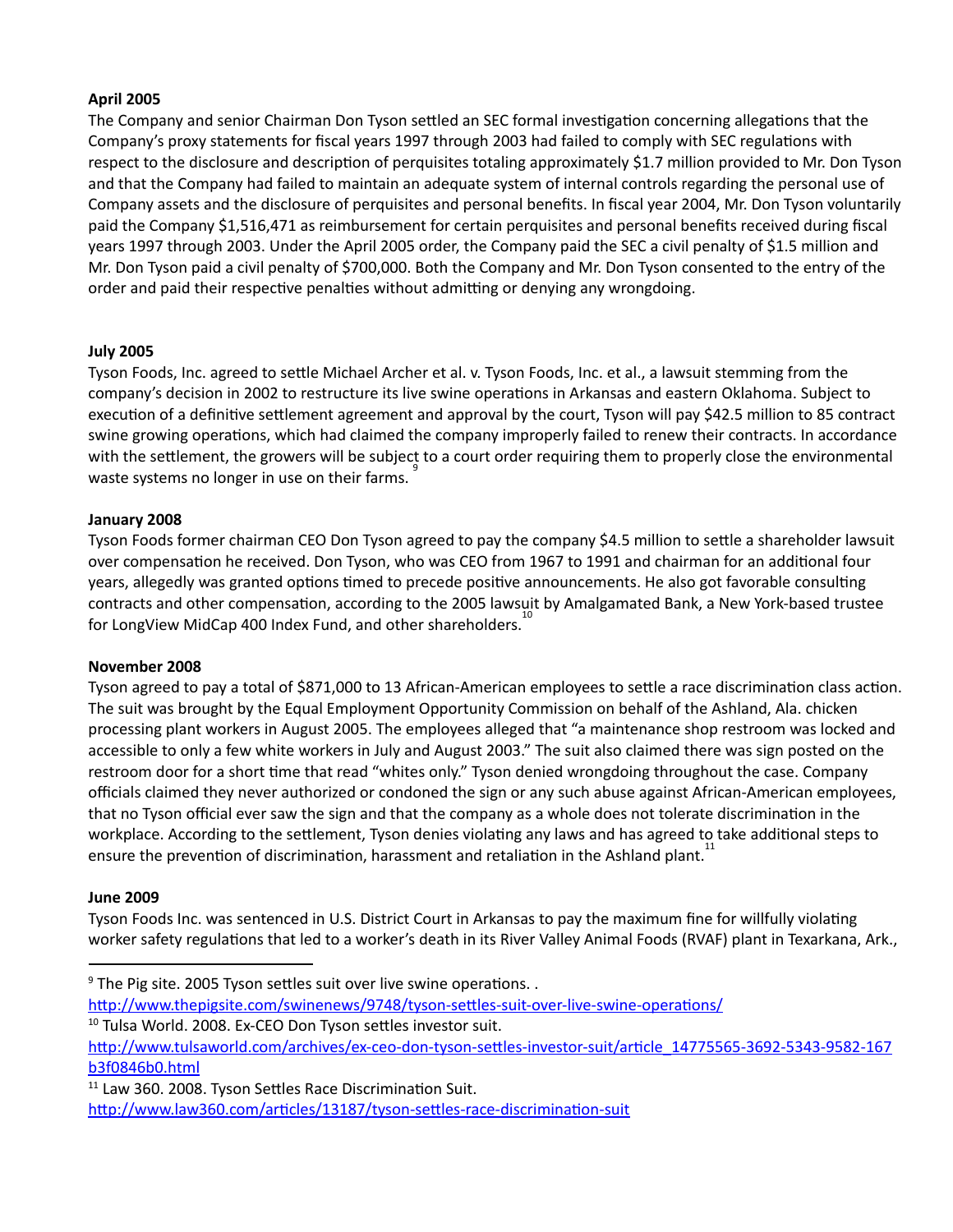**April 2005**

The Company and senior Chairman Don Tyson settled an SEC formal investigation concerning allegations that the Company's proxy statements for fiscal years 1997 through 2003 had failed to comply with SEC regulations with respect to the disclosure and description of perquisites totaling approximately $1.7 million provided to Mr. Don Tyson and that the Company had failed to maintain an adequate system of internal controls regarding the personal use of Company assets and the disclosure of perquisites and personal benefits. In fiscal year 2004, Mr. Don Tyson voluntarily paid the Company $1,516,471 as reimbursement for certain perquisites and personal benefits received during fiscal years 1997 through 2003. Under the April 2005 order, the Company paid the SEC a civil penalty of $1.5 million and Mr. Don Tyson paid a civil penalty of $700,000. Both the Company and Mr. Don Tyson consented to the entry of the order and paid their respective penalties without admitting or denying any wrongdoing.

**July 2005**

Tyson Foods, Inc. agreed to settle Michael Archer et al. v. Tyson Foods, Inc. et al., a lawsuit stemming from the company's decision in 2002 to restructure its live swine operations in Arkansas and eastern Oklahoma. Subject to execution of a definitive settlement agreement and approval by the court, Tyson will pay $42.5 million to 85 contract swine growing operations, which had claimed the company improperly failed to renew their contracts. In accordance with the settlement, the growers will be subject to a court order requiring them to properly close the environmental waste systems no longer in use on their farms.[9]

**January 2008**

Tyson Foods former chairman CEO Don Tyson agreed to pay the company $4.5 million to settle a shareholder lawsuit over compensation he received. Don Tyson, who was CEO from 1967 to 1991 and chairman for an additional four years, allegedly was granted options timed to precede positive announcements. He also got favorable consulting contracts and other compensation, according to the 2005 lawsuit by Amalgamated Bank, a New York-based trustee for LongView MidCap 400 Index Fund, and other shareholders.[10]

**November 2008**

Tyson agreed to pay a total of $871,000 to 13 African-American employees to settle a race discrimination class action. The suit was brought by the Equal Employment Opportunity Commission on behalf of the Ashland, Ala. chicken processing plant workers in August 2005. The employees alleged that "a maintenance shop restroom was locked and accessible to only a few white workers in July and August 2003." The suit also claimed there was sign posted on the restroom door for a short time that read "whites only." Tyson denied wrongdoing throughout the case. Company officials claimed they never authorized or condoned the sign or any such abuse against African-American employees, that no Tyson official ever saw the sign and that the company as a whole does not tolerate discrimination in the workplace. According to the settlement, Tyson denies violating any laws and has agreed to take additional steps to ensure the prevention of discrimination, harassment and retaliation in the Ashland plant.[11]

**June 2009**

Tyson Foods Inc. was sentenced in U.S. District Court in Arkansas to pay the maximum fine for willfully violating worker safety regulations that led to a worker's death in its River Valley Animal Foods (RVAF) plant in Texarkana, Ark.,

---

[9] The Pig site. 2005 Tyson settles suit over live swine operations. . http://www.thepigsite.com/swinenews/9748/tyson-settles-suit-over-live-swine-operations/

[10] Tulsa World. 2008. Ex-CEO Don Tyson settles investor suit. http://www.tulsaworld.com/archives/ex-ceo-don-tyson-settles-investor-suit/article_14775565-3692-5343-9582-167b3f0846b0.html

[11] Law 360. 2008. Tyson Settles Race Discrimination Suit. http://www.law360.com/articles/13187/tyson-settles-race-discrimination-suit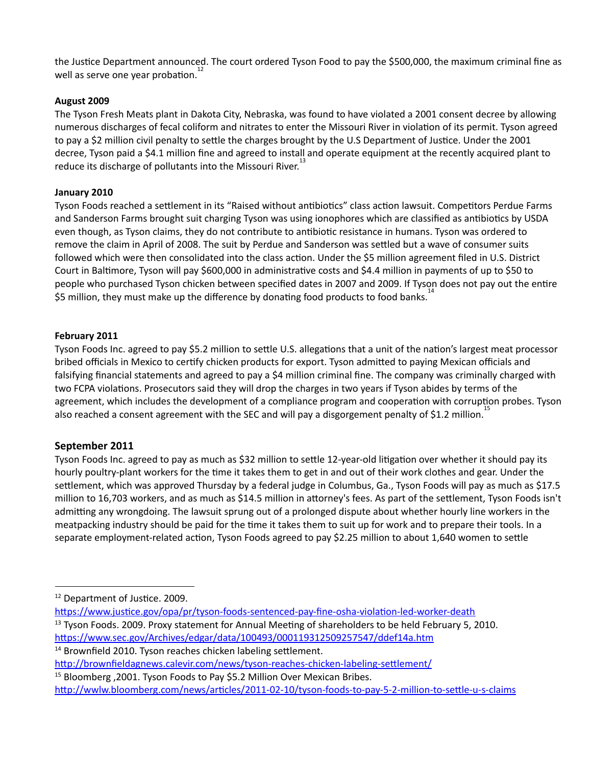the Justice Department announced. The court ordered Tyson Food to pay the $500,000, the maximum criminal fine as well as serve one year probation.[12]

**August 2009**

The Tyson Fresh Meats plant in Dakota City, Nebraska, was found to have violated a 2001 consent decree by allowing numerous discharges of fecal coliform and nitrates to enter the Missouri River in violation of its permit. Tyson agreed to pay a $2 million civil penalty to settle the charges brought by the U.S Department of Justice. Under the 2001 decree, Tyson paid a $4.1 million fine and agreed to install and operate equipment at the recently acquired plant to reduce its discharge of pollutants into the Missouri River.[13]

**January 2010**

Tyson Foods reached a settlement in its "Raised without antibiotics" class action lawsuit. Competitors Perdue Farms and Sanderson Farms brought suit charging Tyson was using ionophores which are classified as antibiotics by USDA even though, as Tyson claims, they do not contribute to antibiotic resistance in humans. Tyson was ordered to remove the claim in April of 2008. The suit by Perdue and Sanderson was settled but a wave of consumer suits followed which were then consolidated into the class action. Under the $5 million agreement filed in U.S. District Court in Baltimore, Tyson will pay $600,000 in administrative costs and $4.4 million in payments of up to $50 to people who purchased Tyson chicken between specified dates in 2007 and 2009. If Tyson does not pay out the entire $5 million, they must make up the difference by donating food products to food banks.[14]

**February 2011**

Tyson Foods Inc. agreed to pay $5.2 million to settle U.S. allegations that a unit of the nation's largest meat processor bribed officials in Mexico to certify chicken products for export. Tyson admitted to paying Mexican officials and falsifying financial statements and agreed to pay a $4 million criminal fine. The company was criminally charged with two FCPA violations. Prosecutors said they will drop the charges in two years if Tyson abides by terms of the agreement, which includes the development of a compliance program and cooperation with corruption probes. Tyson also reached a consent agreement with the SEC and will pay a disgorgement penalty of $1.2 million.[15]

**September 2011**

Tyson Foods Inc. agreed to pay as much as $32 million to settle 12-year-old litigation over whether it should pay its hourly poultry-plant workers for the time it takes them to get in and out of their work clothes and gear. Under the settlement, which was approved Thursday by a federal judge in Columbus, Ga., Tyson Foods will pay as much as $17.5 million to 16,703 workers, and as much as $14.5 million in attorney's fees. As part of the settlement, Tyson Foods isn't admitting any wrongdoing. The lawsuit sprung out of a prolonged dispute about whether hourly line workers in the meatpacking industry should be paid for the time it takes them to suit up for work and to prepare their tools. In a separate employment-related action, Tyson Foods agreed to pay $2.25 million to about 1,640 women to settle

---

[12] Department of Justice. 2009. https://www.justice.gov/opa/pr/tyson-foods-sentenced-pay-fine-osha-violation-led-worker-death

[13] Tyson Foods. 2009. Proxy statement for Annual Meeting of shareholders to be held February 5, 2010. https://www.sec.gov/Archives/edgar/data/100493/000119312509257547/ddef14a.htm

[14] Brownfield 2010. Tyson reaches chicken labeling settlement. http://brownfieldagnews.calevir.com/news/tyson-reaches-chicken-labeling-settlement/

[15] Bloomberg ,2001. Tyson Foods to Pay $5.2 Million Over Mexican Bribes. http://wwlw.bloomberg.com/news/articles/2011-02-10/tyson-foods-to-pay-5-2-million-to-settle-u-s-claims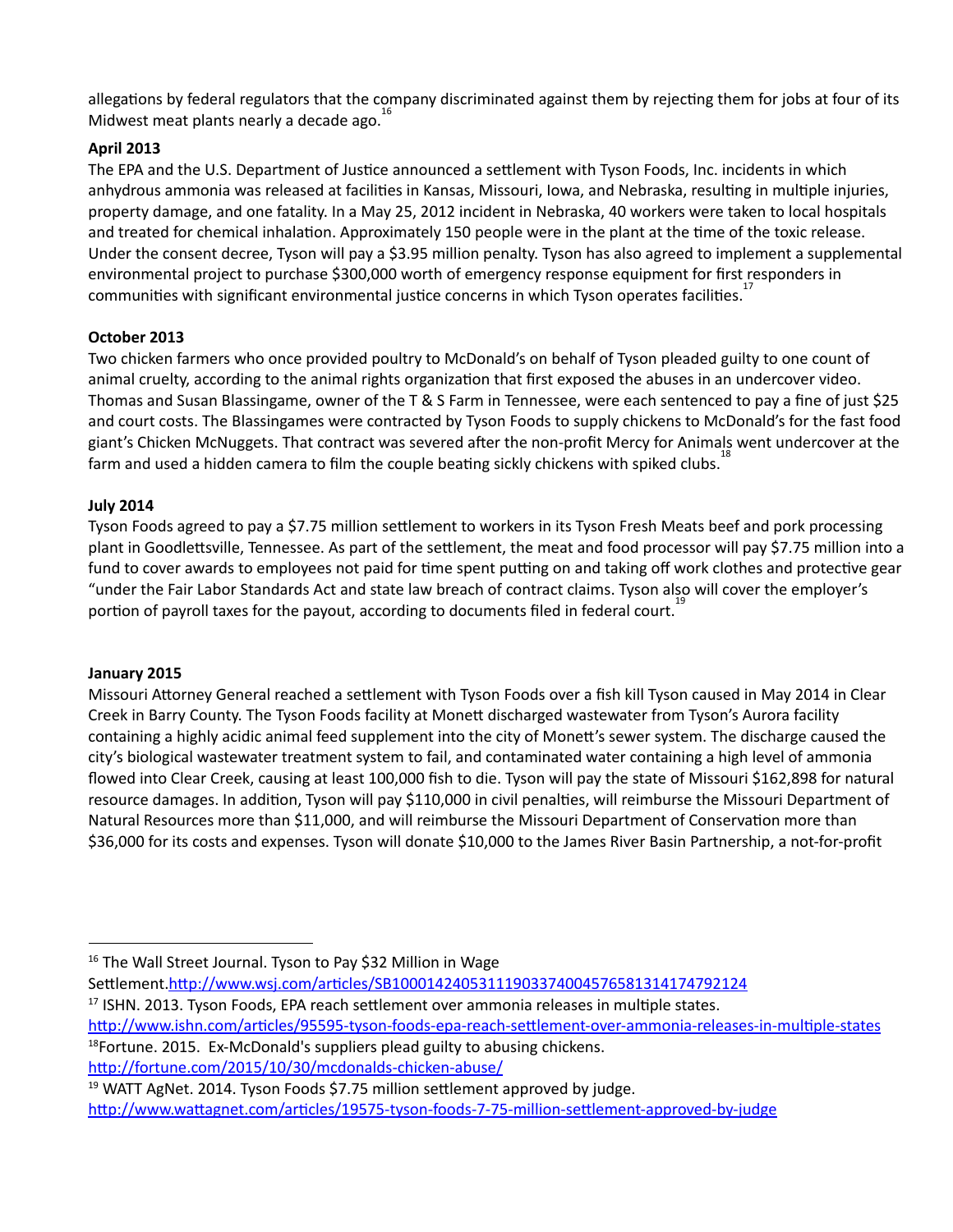allegations by federal regulators that the company discriminated against them by rejecting them for jobs at four of its Midwest meat plants nearly a decade ago.[16]

**April 2013**

The EPA and the U.S. Department of Justice announced a settlement with Tyson Foods, Inc. incidents in which anhydrous ammonia was released at facilities in Kansas, Missouri, Iowa, and Nebraska, resulting in multiple injuries, property damage, and one fatality. In a May 25, 2012 incident in Nebraska, 40 workers were taken to local hospitals and treated for chemical inhalation. Approximately 150 people were in the plant at the time of the toxic release. Under the consent decree, Tyson will pay a $3.95 million penalty. Tyson has also agreed to implement a supplemental environmental project to purchase $300,000 worth of emergency response equipment for first responders in communities with significant environmental justice concerns in which Tyson operates facilities.[17]

**October 2013**

Two chicken farmers who once provided poultry to McDonald's on behalf of Tyson pleaded guilty to one count of animal cruelty, according to the animal rights organization that first exposed the abuses in an undercover video. Thomas and Susan Blassingame, owner of the T & S Farm in Tennessee, were each sentenced to pay a fine of just $25 and court costs. The Blassingames were contracted by Tyson Foods to supply chickens to McDonald's for the fast food giant's Chicken McNuggets. That contract was severed after the non-profit Mercy for Animals went undercover at the farm and used a hidden camera to film the couple beating sickly chickens with spiked clubs.[18]

**July 2014**

Tyson Foods agreed to pay a $7.75 million settlement to workers in its Tyson Fresh Meats beef and pork processing plant in Goodlettsville, Tennessee. As part of the settlement, the meat and food processor will pay $7.75 million into a fund to cover awards to employees not paid for time spent putting on and taking off work clothes and protective gear "under the Fair Labor Standards Act and state law breach of contract claims. Tyson also will cover the employer's portion of payroll taxes for the payout, according to documents filed in federal court.[19]

**January 2015**

Missouri Attorney General reached a settlement with Tyson Foods over a fish kill Tyson caused in May 2014 in Clear Creek in Barry County. The Tyson Foods facility at Monett discharged wastewater from Tyson's Aurora facility containing a highly acidic animal feed supplement into the city of Monett's sewer system. The discharge caused the city's biological wastewater treatment system to fail, and contaminated water containing a high level of ammonia flowed into Clear Creek, causing at least 100,000 fish to die. Tyson will pay the state of Missouri $162,898 for natural resource damages. In addition, Tyson will pay $110,000 in civil penalties, will reimburse the Missouri Department of Natural Resources more than $11,000, and will reimburse the Missouri Department of Conservation more than $36,000 for its costs and expenses. Tyson will donate $10,000 to the James River Basin Partnership, a not-for-profit

---

[16] The Wall Street Journal. Tyson to Pay $32 Million in Wage Settlement.http://www.wsj.com/articles/SB10001424053111903374004576581314174792124

[17] ISHN. 2013. Tyson Foods, EPA reach settlement over ammonia releases in multiple states. http://www.ishn.com/articles/95595-tyson-foods-epa-reach-settlement-over-ammonia-releases-in-multiple-states

[18] Fortune. 2015. Ex-McDonald's suppliers plead guilty to abusing chickens. http://fortune.com/2015/10/30/mcdonalds-chicken-abuse/

[19] WATT AgNet. 2014. Tyson Foods $7.75 million settlement approved by judge. http://www.wattagnet.com/articles/19575-tyson-foods-7-75-million-settlement-approved-by-judge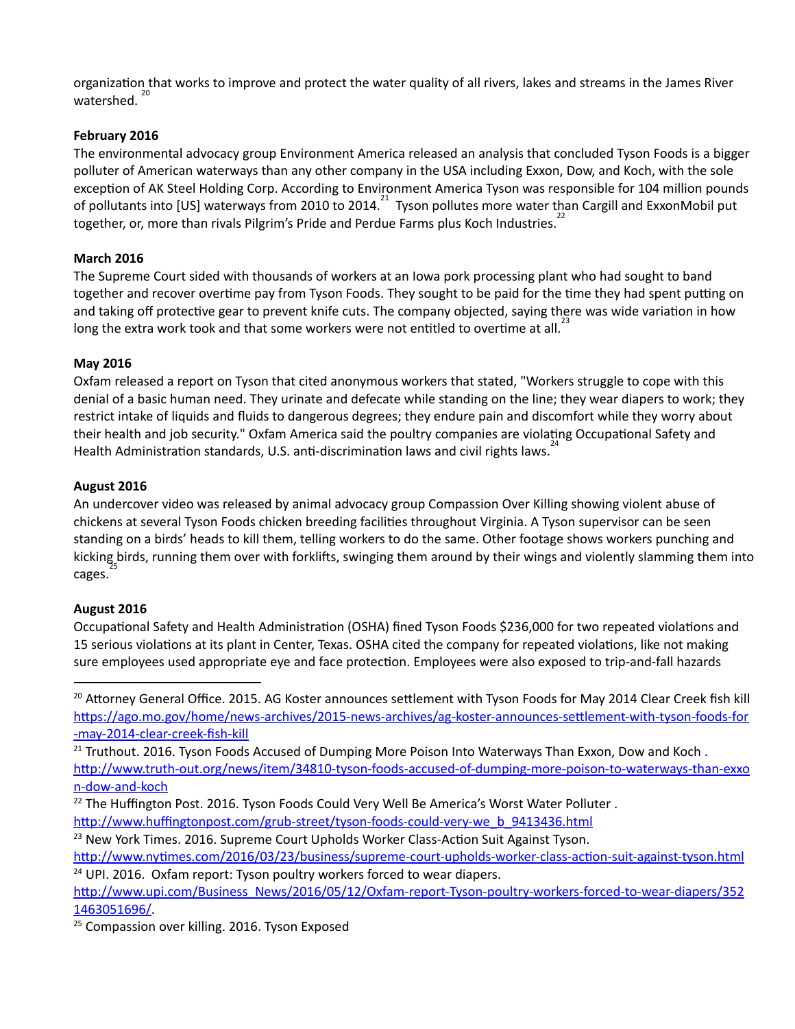organization that works to improve and protect the water quality of all rivers, lakes and streams in the James River watershed.[20]

**February 2016**

The environmental advocacy group Environment America released an analysis that concluded Tyson Foods is a bigger polluter of American waterways than any other company in the USA including Exxon, Dow, and Koch, with the sole exception of AK Steel Holding Corp. According to Environment America Tyson was responsible for 104 million pounds of pollutants into [US] waterways from 2010 to 2014.[21] Tyson pollutes more water than Cargill and ExxonMobil put together, or, more than rivals Pilgrim's Pride and Perdue Farms plus Koch Industries.[22]

**March 2016**

The Supreme Court sided with thousands of workers at an Iowa pork processing plant who had sought to band together and recover overtime pay from Tyson Foods. They sought to be paid for the time they had spent putting on and taking off protective gear to prevent knife cuts. The company objected, saying there was wide variation in how long the extra work took and that some workers were not entitled to overtime at all.[23]

**May 2016**

Oxfam released a report on Tyson that cited anonymous workers that stated, "Workers struggle to cope with this denial of a basic human need. They urinate and defecate while standing on the line; they wear diapers to work; they restrict intake of liquids and fluids to dangerous degrees; they endure pain and discomfort while they worry about their health and job security." Oxfam America said the poultry companies are violating Occupational Safety and Health Administration standards, U.S. anti-discrimination laws and civil rights laws.[24]

**August 2016**

An undercover video was released by animal advocacy group Compassion Over Killing showing violent abuse of chickens at several Tyson Foods chicken breeding facilities throughout Virginia. A Tyson supervisor can be seen standing on a birds' heads to kill them, telling workers to do the same. Other footage shows workers punching and kicking birds, running them over with forklifts, swinging them around by their wings and violently slamming them into cages.[25]

**August 2016**

Occupational Safety and Health Administration (OSHA) fined Tyson Foods $236,000 for two repeated violations and 15 serious violations at its plant in Center, Texas. OSHA cited the company for repeated violations, like not making sure employees used appropriate eye and face protection. Employees were also exposed to trip-and-fall hazards

---

[20] Attorney General Office. 2015. AG Koster announces settlement with Tyson Foods for May 2014 Clear Creek fish kill https://ago.mo.gov/home/news-archives/2015-news-archives/ag-koster-announces-settlement-with-tyson-foods-for-may-2014-clear-creek-fish-kill

[21] Truthout. 2016. Tyson Foods Accused of Dumping More Poison Into Waterways Than Exxon, Dow and Koch . http://www.truth-out.org/news/item/34810-tyson-foods-accused-of-dumping-more-poison-to-waterways-than-exxon-dow-and-koch

[22] The Huffington Post. 2016. Tyson Foods Could Very Well Be America's Worst Water Polluter . http://www.huffingtonpost.com/grub-street/tyson-foods-could-very-we_b_9413436.html

[23] New York Times. 2016. Supreme Court Upholds Worker Class-Action Suit Against Tyson. http://www.nytimes.com/2016/03/23/business/supreme-court-upholds-worker-class-action-suit-against-tyson.html

[24] UPI. 2016. Oxfam report: Tyson poultry workers forced to wear diapers. http://www.upi.com/Business_News/2016/05/12/Oxfam-report-Tyson-poultry-workers-forced-to-wear-diapers/3521463051696/.

[25] Compassion over killing. 2016. Tyson Exposed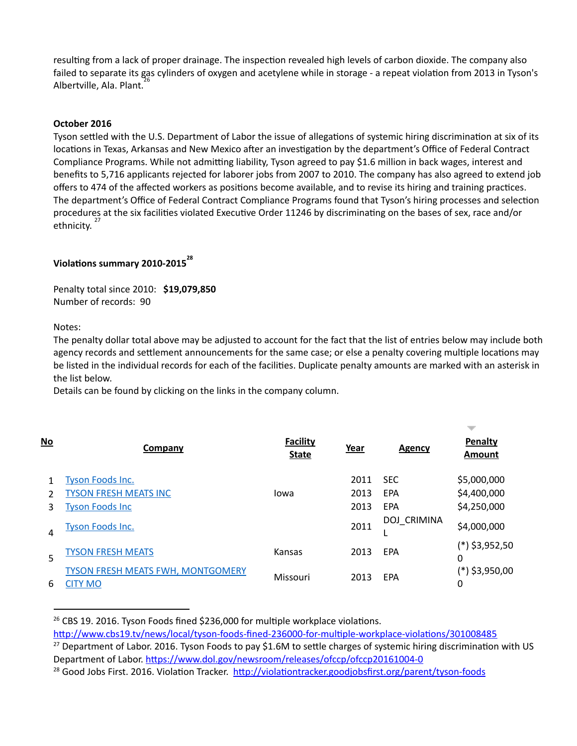resulting from a lack of proper drainage. The inspection revealed high levels of carbon dioxide. The company also failed to separate its gas cylinders of oxygen and acetylene while in storage - a repeat violation from 2013 in Tyson's Albertville, Ala. Plant.[26]

**October 2016**

Tyson settled with the U.S. Department of Labor the issue of allegations of systemic hiring discrimination at six of its locations in Texas, Arkansas and New Mexico after an investigation by the department's Office of Federal Contract Compliance Programs. While not admitting liability, Tyson agreed to pay $1.6 million in back wages, interest and benefits to 5,716 applicants rejected for laborer jobs from 2007 to 2010. The company has also agreed to extend job offers to 474 of the affected workers as positions become available, and to revise its hiring and training practices. The department's Office of Federal Contract Compliance Programs found that Tyson's hiring processes and selection procedures at the six facilities violated Executive Order 11246 by discriminating on the bases of sex, race and/or ethnicity.[27]

**Violations summary 2010-2015**[28]

Penalty total since 2010: **$19,079,850**
Number of records: 90

Notes:
The penalty dollar total above may be adjusted to account for the fact that the list of entries below may include both agency records and settlement announcements for the same case; or else a penalty covering multiple locations may be listed in the individual records for each of the facilities. Duplicate penalty amounts are marked with an asterisk in the list below.
Details can be found by clicking on the links in the company column.

| No | Company | Facility State | Year | Agency | Penalty Amount |
|---|---|---|---|---|---|
| 1 | Tyson Foods Inc. | | 2011 | SEC | $5,000,000 |
| 2 | TYSON FRESH MEATS INC | Iowa | 2013 | EPA | $4,400,000 |
| 3 | Tyson Foods Inc | | 2013 | EPA | $4,250,000 |
| 4 | Tyson Foods Inc. | | 2011 | DOJ_CRIMINAL | $4,000,000 |
| 5 | TYSON FRESH MEATS | Kansas | 2013 | EPA | (*) $3,952,500 |
| 6 | TYSON FRESH MEATS FWH, MONTGOMERY CITY MO | Missouri | 2013 | EPA | (*) $3,950,000 |

[26] CBS 19. 2016. Tyson Foods fined $236,000 for multiple workplace violations. http://www.cbs19.tv/news/local/tyson-foods-fined-236000-for-multiple-workplace-violations/301008485

[27] Department of Labor. 2016. Tyson Foods to pay $1.6M to settle charges of systemic hiring discrimination with US Department of Labor. https://www.dol.gov/newsroom/releases/ofccp/ofccp20161004-0

[28] Good Jobs First. 2016. Violation Tracker. http://violationtracker.goodjobsfirst.org/parent/tyson-foods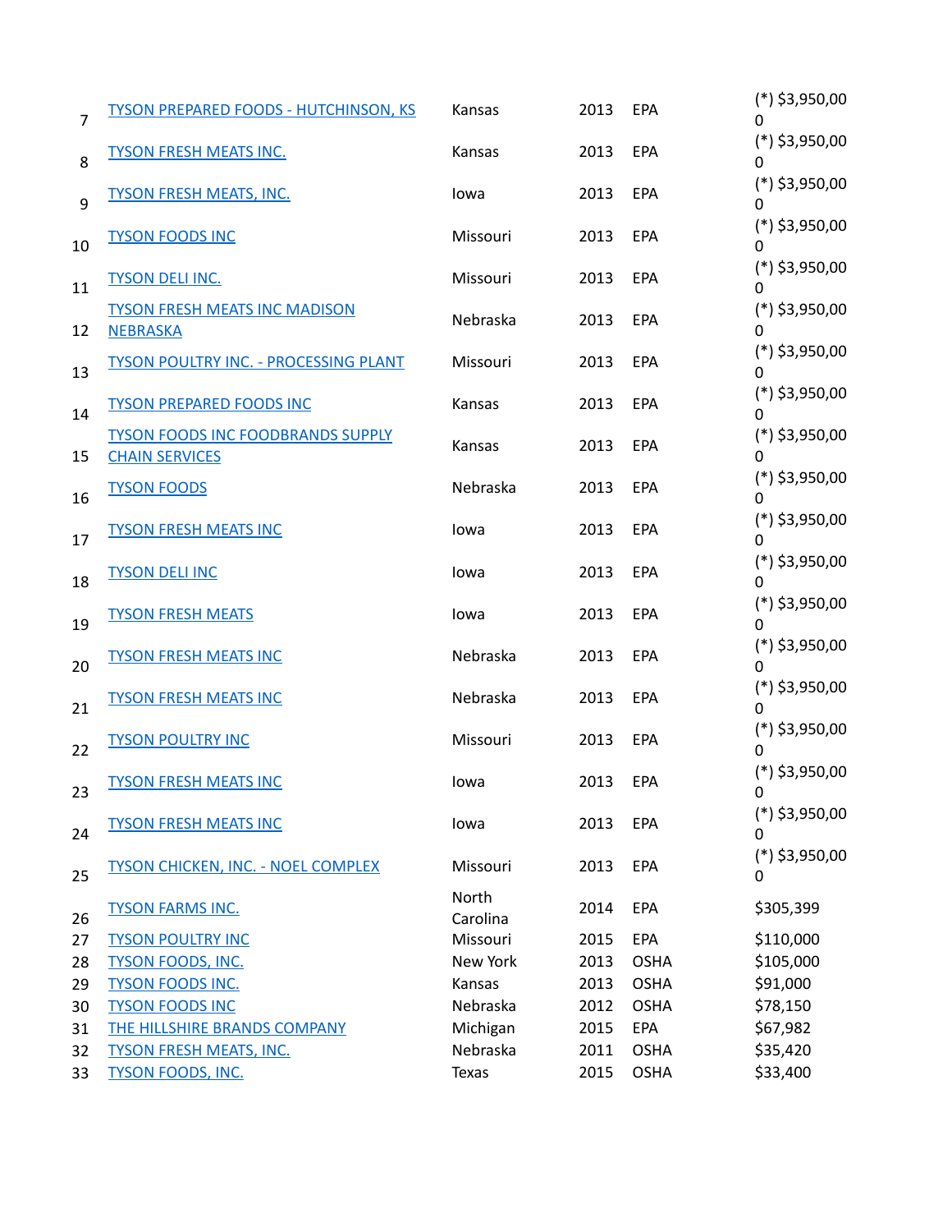| | | | | | |
|---|---|---|---|---|---|
| 7 | TYSON PREPARED FOODS - HUTCHINSON, KS | Kansas | 2013 | EPA | (*) $3,950,000 |
| 8 | TYSON FRESH MEATS INC. | Kansas | 2013 | EPA | (*) $3,950,000 |
| 9 | TYSON FRESH MEATS, INC. | Iowa | 2013 | EPA | (*) $3,950,000 |
| 10 | TYSON FOODS INC | Missouri | 2013 | EPA | (*) $3,950,000 |
| 11 | TYSON DELI INC. | Missouri | 2013 | EPA | (*) $3,950,000 |
| 12 | TYSON FRESH MEATS INC MADISON NEBRASKA | Nebraska | 2013 | EPA | (*) $3,950,000 |
| 13 | TYSON POULTRY INC. - PROCESSING PLANT | Missouri | 2013 | EPA | (*) $3,950,000 |
| 14 | TYSON PREPARED FOODS INC | Kansas | 2013 | EPA | (*) $3,950,000 |
| 15 | TYSON FOODS INC FOODBRANDS SUPPLY CHAIN SERVICES | Kansas | 2013 | EPA | (*) $3,950,000 |
| 16 | TYSON FOODS | Nebraska | 2013 | EPA | (*) $3,950,000 |
| 17 | TYSON FRESH MEATS INC | Iowa | 2013 | EPA | (*) $3,950,000 |
| 18 | TYSON DELI INC | Iowa | 2013 | EPA | (*) $3,950,000 |
| 19 | TYSON FRESH MEATS | Iowa | 2013 | EPA | (*) $3,950,000 |
| 20 | TYSON FRESH MEATS INC | Nebraska | 2013 | EPA | (*) $3,950,000 |
| 21 | TYSON FRESH MEATS INC | Nebraska | 2013 | EPA | (*) $3,950,000 |
| 22 | TYSON POULTRY INC | Missouri | 2013 | EPA | (*) $3,950,000 |
| 23 | TYSON FRESH MEATS INC | Iowa | 2013 | EPA | (*) $3,950,000 |
| 24 | TYSON FRESH MEATS INC | Iowa | 2013 | EPA | (*) $3,950,000 |
| 25 | TYSON CHICKEN, INC. - NOEL COMPLEX | Missouri | 2013 | EPA | (*) $3,950,000 |
| 26 | TYSON FARMS INC. | North Carolina | 2014 | EPA | $305,399 |
| 27 | TYSON POULTRY INC | Missouri | 2015 | EPA | $110,000 |
| 28 | TYSON FOODS, INC. | New York | 2013 | OSHA | $105,000 |
| 29 | TYSON FOODS INC. | Kansas | 2013 | OSHA | $91,000 |
| 30 | TYSON FOODS INC | Nebraska | 2012 | OSHA | $78,150 |
| 31 | THE HILLSHIRE BRANDS COMPANY | Michigan | 2015 | EPA | $67,982 |
| 32 | TYSON FRESH MEATS, INC. | Nebraska | 2011 | OSHA | $35,420 |
| 33 | TYSON FOODS, INC. | Texas | 2015 | OSHA | $33,400 |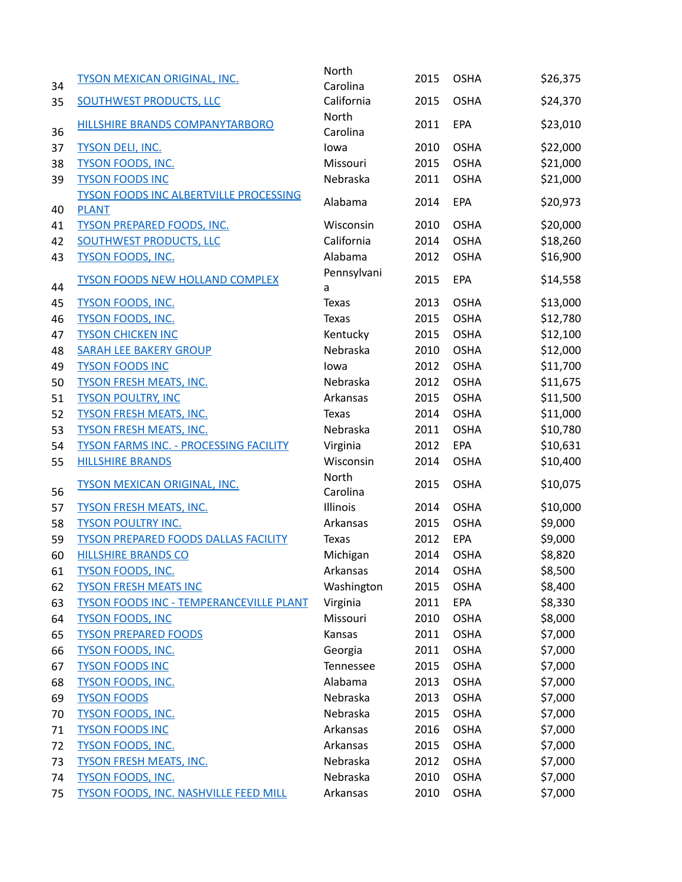| | | | | | |
|---|---|---|---|---|---|
| 34 | TYSON MEXICAN ORIGINAL, INC. | North Carolina | 2015 | OSHA | $26,375 |
| 35 | SOUTHWEST PRODUCTS, LLC | California | 2015 | OSHA | $24,370 |
| 36 | HILLSHIRE BRANDS COMPANYTARBORO | North Carolina | 2011 | EPA | $23,010 |
| 37 | TYSON DELI, INC. | Iowa | 2010 | OSHA | $22,000 |
| 38 | TYSON FOODS, INC. | Missouri | 2015 | OSHA | $21,000 |
| 39 | TYSON FOODS INC | Nebraska | 2011 | OSHA | $21,000 |
| 40 | TYSON FOODS INC ALBERTVILLE PROCESSING PLANT | Alabama | 2014 | EPA | $20,973 |
| 41 | TYSON PREPARED FOODS, INC. | Wisconsin | 2010 | OSHA | $20,000 |
| 42 | SOUTHWEST PRODUCTS, LLC | California | 2014 | OSHA | $18,260 |
| 43 | TYSON FOODS, INC. | Alabama | 2012 | OSHA | $16,900 |
| 44 | TYSON FOODS NEW HOLLAND COMPLEX | Pennsylvania | 2015 | EPA | $14,558 |
| 45 | TYSON FOODS, INC. | Texas | 2013 | OSHA | $13,000 |
| 46 | TYSON FOODS, INC. | Texas | 2015 | OSHA | $12,780 |
| 47 | TYSON CHICKEN INC | Kentucky | 2015 | OSHA | $12,100 |
| 48 | SARAH LEE BAKERY GROUP | Nebraska | 2010 | OSHA | $12,000 |
| 49 | TYSON FOODS INC | Iowa | 2012 | OSHA | $11,700 |
| 50 | TYSON FRESH MEATS, INC. | Nebraska | 2012 | OSHA | $11,675 |
| 51 | TYSON POULTRY, INC | Arkansas | 2015 | OSHA | $11,500 |
| 52 | TYSON FRESH MEATS, INC. | Texas | 2014 | OSHA | $11,000 |
| 53 | TYSON FRESH MEATS, INC. | Nebraska | 2011 | OSHA | $10,780 |
| 54 | TYSON FARMS INC. - PROCESSING FACILITY | Virginia | 2012 | EPA | $10,631 |
| 55 | HILLSHIRE BRANDS | Wisconsin | 2014 | OSHA | $10,400 |
| 56 | TYSON MEXICAN ORIGINAL, INC. | North Carolina | 2015 | OSHA | $10,075 |
| 57 | TYSON FRESH MEATS, INC. | Illinois | 2014 | OSHA | $10,000 |
| 58 | TYSON POULTRY INC. | Arkansas | 2015 | OSHA | $9,000 |
| 59 | TYSON PREPARED FOODS DALLAS FACILITY | Texas | 2012 | EPA | $9,000 |
| 60 | HILLSHIRE BRANDS CO | Michigan | 2014 | OSHA | $8,820 |
| 61 | TYSON FOODS, INC. | Arkansas | 2014 | OSHA | $8,500 |
| 62 | TYSON FRESH MEATS INC | Washington | 2015 | OSHA | $8,400 |
| 63 | TYSON FOODS INC - TEMPERANCEVILLE PLANT | Virginia | 2011 | EPA | $8,330 |
| 64 | TYSON FOODS, INC | Missouri | 2010 | OSHA | $8,000 |
| 65 | TYSON PREPARED FOODS | Kansas | 2011 | OSHA | $7,000 |
| 66 | TYSON FOODS, INC. | Georgia | 2011 | OSHA | $7,000 |
| 67 | TYSON FOODS INC | Tennessee | 2015 | OSHA | $7,000 |
| 68 | TYSON FOODS, INC. | Alabama | 2013 | OSHA | $7,000 |
| 69 | TYSON FOODS | Nebraska | 2013 | OSHA | $7,000 |
| 70 | TYSON FOODS, INC. | Nebraska | 2015 | OSHA | $7,000 |
| 71 | TYSON FOODS INC | Arkansas | 2016 | OSHA | $7,000 |
| 72 | TYSON FOODS, INC. | Arkansas | 2015 | OSHA | $7,000 |
| 73 | TYSON FRESH MEATS, INC. | Nebraska | 2012 | OSHA | $7,000 |
| 74 | TYSON FOODS, INC. | Nebraska | 2010 | OSHA | $7,000 |
| 75 | TYSON FOODS, INC. NASHVILLE FEED MILL | Arkansas | 2010 | OSHA | $7,000 |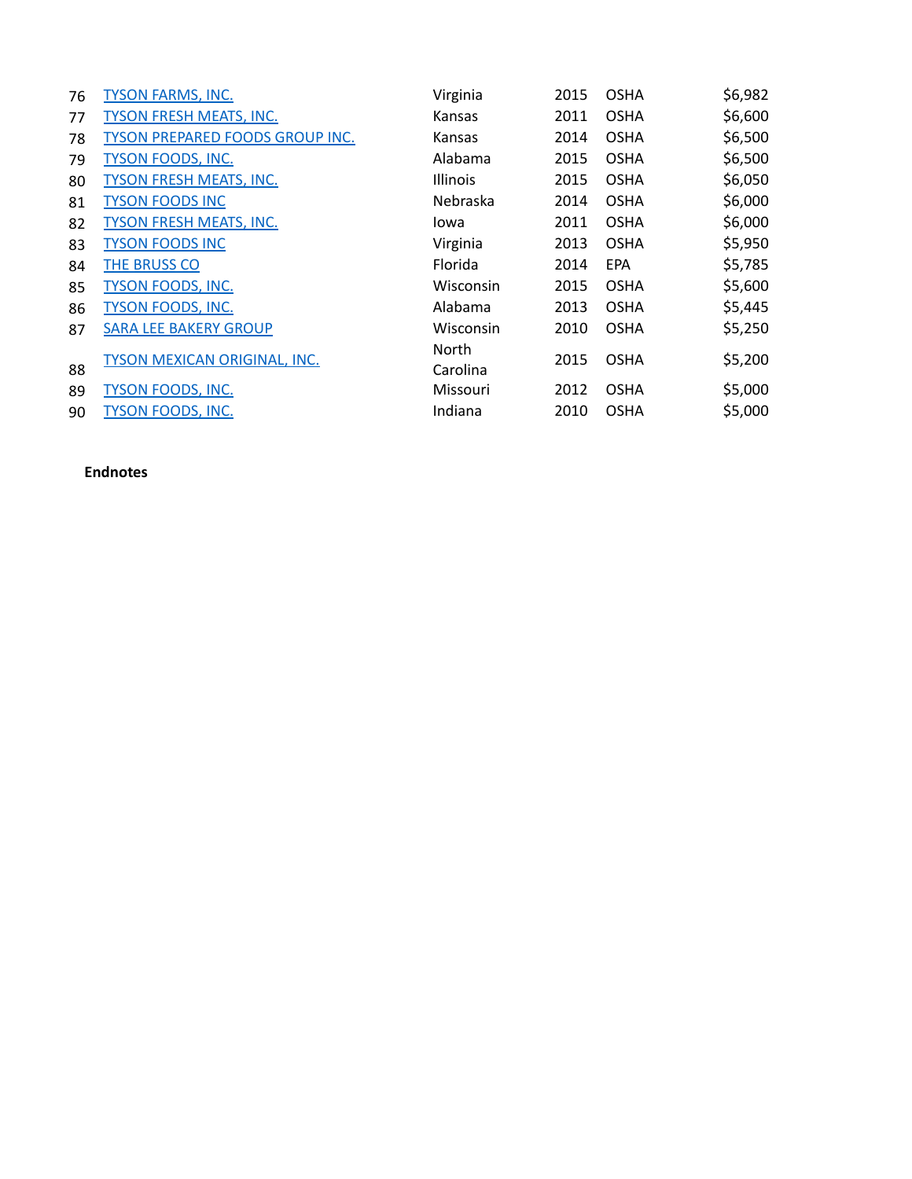| | | | | | |
|---|---|---|---|---|---|
| 76 | TYSON FARMS, INC. | Virginia | 2015 | OSHA | $6,982 |
| 77 | TYSON FRESH MEATS, INC. | Kansas | 2011 | OSHA | $6,600 |
| 78 | TYSON PREPARED FOODS GROUP INC. | Kansas | 2014 | OSHA | $6,500 |
| 79 | TYSON FOODS, INC. | Alabama | 2015 | OSHA | $6,500 |
| 80 | TYSON FRESH MEATS, INC. | Illinois | 2015 | OSHA | $6,050 |
| 81 | TYSON FOODS INC | Nebraska | 2014 | OSHA | $6,000 |
| 82 | TYSON FRESH MEATS, INC. | Iowa | 2011 | OSHA | $6,000 |
| 83 | TYSON FOODS INC | Virginia | 2013 | OSHA | $5,950 |
| 84 | THE BRUSS CO | Florida | 2014 | EPA | $5,785 |
| 85 | TYSON FOODS, INC. | Wisconsin | 2015 | OSHA | $5,600 |
| 86 | TYSON FOODS, INC. | Alabama | 2013 | OSHA | $5,445 |
| 87 | SARA LEE BAKERY GROUP | Wisconsin | 2010 | OSHA | $5,250 |
| 88 | TYSON MEXICAN ORIGINAL, INC. | North Carolina | 2015 | OSHA | $5,200 |
| 89 | TYSON FOODS, INC. | Missouri | 2012 | OSHA | $5,000 |
| 90 | TYSON FOODS, INC. | Indiana | 2010 | OSHA | $5,000 |

**Endnotes**